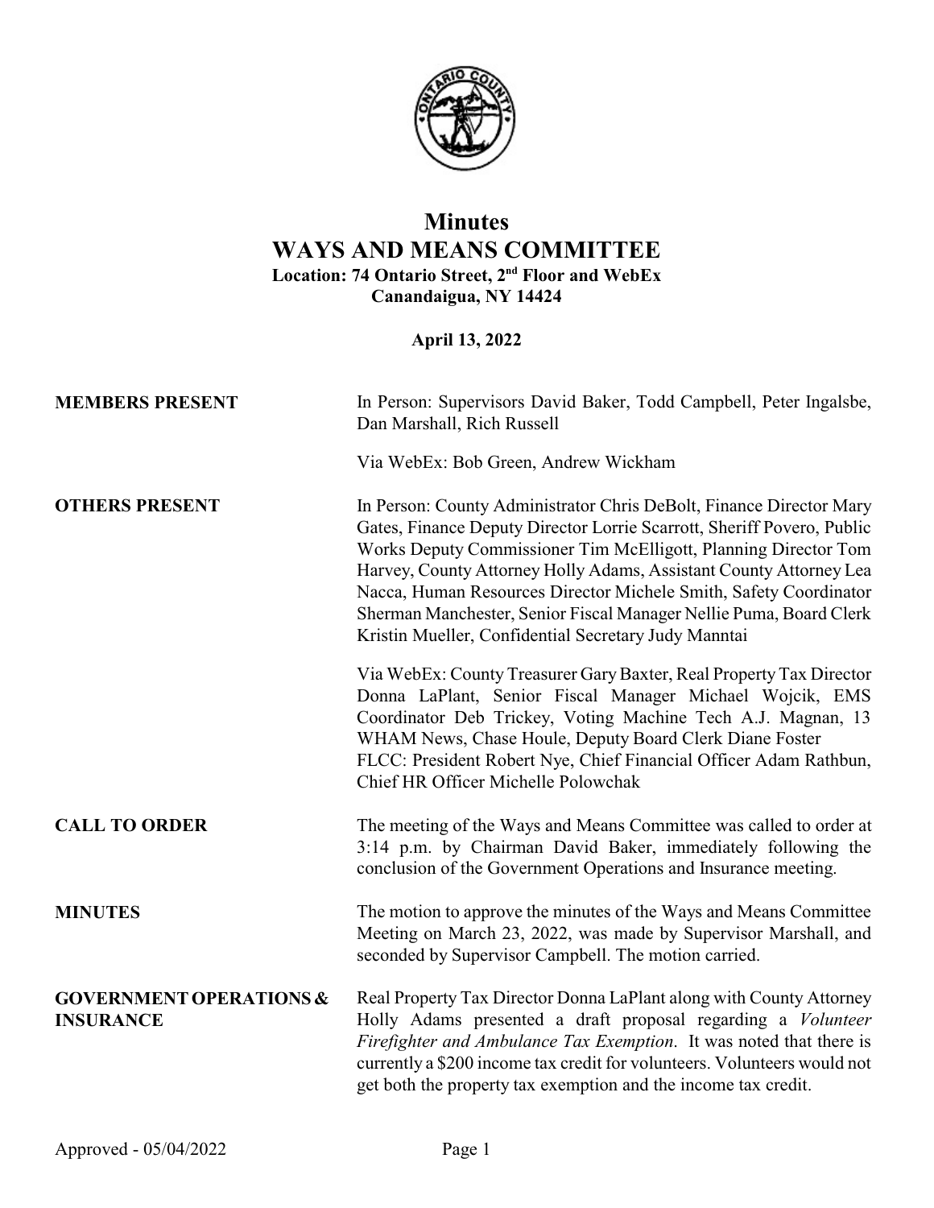# Minutes

# WAYS AND MEANS COMMITTEE

**Location: 74 Ontario Street, 2nd Floor and WebEx**
**Canandaigua, NY 14424**

**April 13, 2022**

**MEMBERS PRESENT**

In Person: Supervisors David Baker, Todd Campbell, Peter Ingalsbe, Dan Marshall, Rich Russell

Via WebEx: Bob Green, Andrew Wickham

**OTHERS PRESENT**

In Person: County Administrator Chris DeBolt, Finance Director Mary Gates, Finance Deputy Director Lorrie Scarrott, Sheriff Povero, Public Works Deputy Commissioner Tim McElligott, Planning Director Tom Harvey, County Attorney Holly Adams, Assistant County Attorney Lea Nacca, Human Resources Director Michele Smith, Safety Coordinator Sherman Manchester, Senior Fiscal Manager Nellie Puma, Board Clerk Kristin Mueller, Confidential Secretary Judy Manntai

Via WebEx: County Treasurer Gary Baxter, Real Property Tax Director Donna LaPlant, Senior Fiscal Manager Michael Wojcik, EMS Coordinator Deb Trickey, Voting Machine Tech A.J. Magnan, 13 WHAM News, Chase Houle, Deputy Board Clerk Diane Foster
FLCC: President Robert Nye, Chief Financial Officer Adam Rathbun, Chief HR Officer Michelle Polowchak

**CALL TO ORDER**

The meeting of the Ways and Means Committee was called to order at 3:14 p.m. by Chairman David Baker, immediately following the conclusion of the Government Operations and Insurance meeting.

**MINUTES**

The motion to approve the minutes of the Ways and Means Committee Meeting on March 23, 2022, was made by Supervisor Marshall, and seconded by Supervisor Campbell. The motion carried.

**GOVERNMENT OPERATIONS & INSURANCE**

Real Property Tax Director Donna LaPlant along with County Attorney Holly Adams presented a draft proposal regarding a *Volunteer Firefighter and Ambulance Tax Exemption*. It was noted that there is currently a $200 income tax credit for volunteers. Volunteers would not get both the property tax exemption and the income tax credit.

Approved - 05/04/2022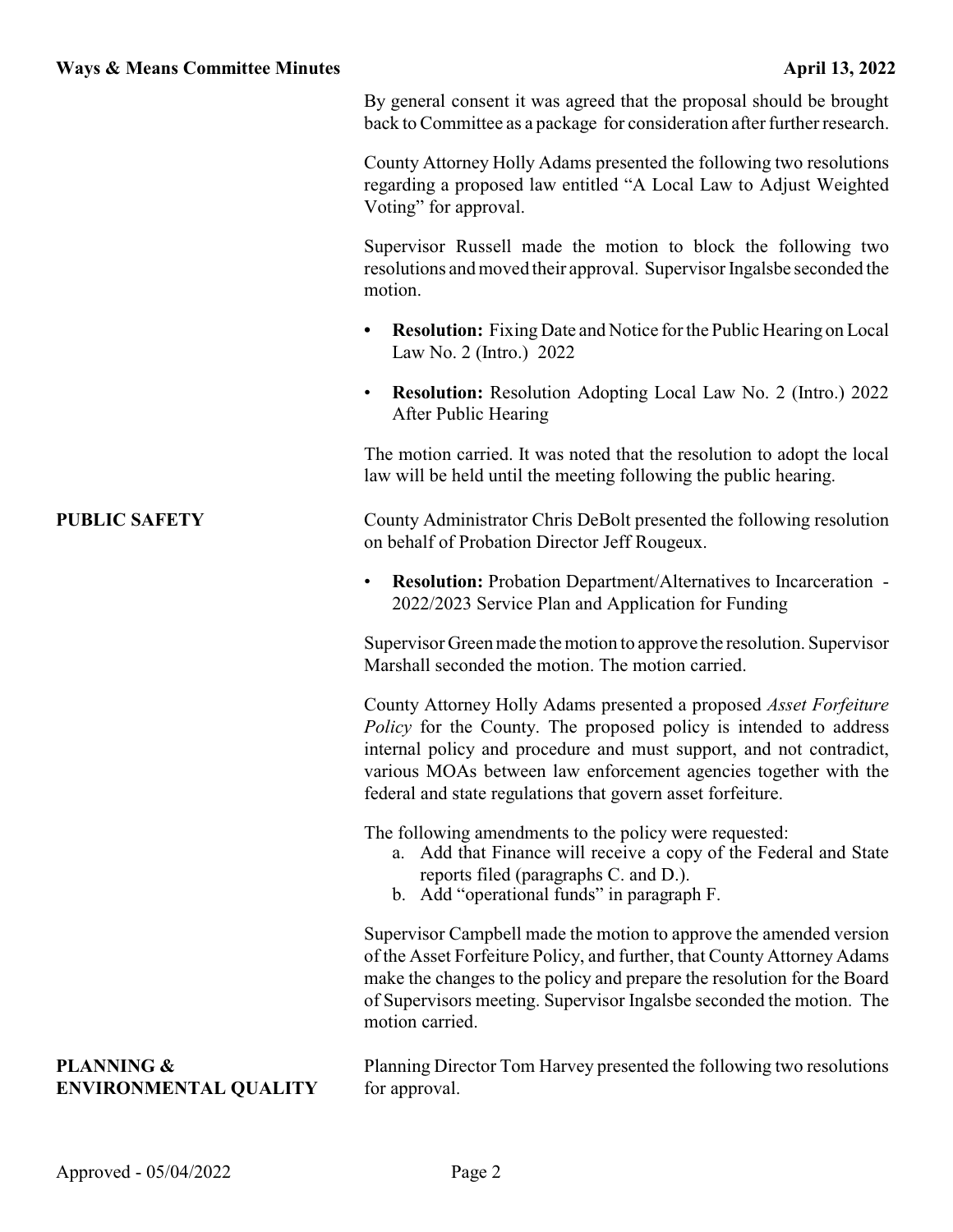By general consent it was agreed that the proposal should be brought back to Committee as a package for consideration after further research.

County Attorney Holly Adams presented the following two resolutions regarding a proposed law entitled "A Local Law to Adjust Weighted Voting" for approval.

Supervisor Russell made the motion to block the following two resolutions and moved their approval. Supervisor Ingalsbe seconded the motion.

- **Resolution:** Fixing Date and Notice for the Public Hearing on Local Law No. 2 (Intro.) 2022
- **Resolution:** Resolution Adopting Local Law No. 2 (Intro.) 2022 After Public Hearing

The motion carried. It was noted that the resolution to adopt the local law will be held until the meeting following the public hearing.

## PUBLIC SAFETY

County Administrator Chris DeBolt presented the following resolution on behalf of Probation Director Jeff Rougeux.

- **Resolution:** Probation Department/Alternatives to Incarceration - 2022/2023 Service Plan and Application for Funding

Supervisor Green made the motion to approve the resolution. Supervisor Marshall seconded the motion. The motion carried.

County Attorney Holly Adams presented a proposed *Asset Forfeiture Policy* for the County. The proposed policy is intended to address internal policy and procedure and must support, and not contradict, various MOAs between law enforcement agencies together with the federal and state regulations that govern asset forfeiture.

The following amendments to the policy were requested:

a. Add that Finance will receive a copy of the Federal and State reports filed (paragraphs C. and D.).
b. Add "operational funds" in paragraph F.

Supervisor Campbell made the motion to approve the amended version of the Asset Forfeiture Policy, and further, that County Attorney Adams make the changes to the policy and prepare the resolution for the Board of Supervisors meeting. Supervisor Ingalsbe seconded the motion. The motion carried.

## PLANNING & ENVIRONMENTAL QUALITY

Planning Director Tom Harvey presented the following two resolutions for approval.

Approved - 05/04/2022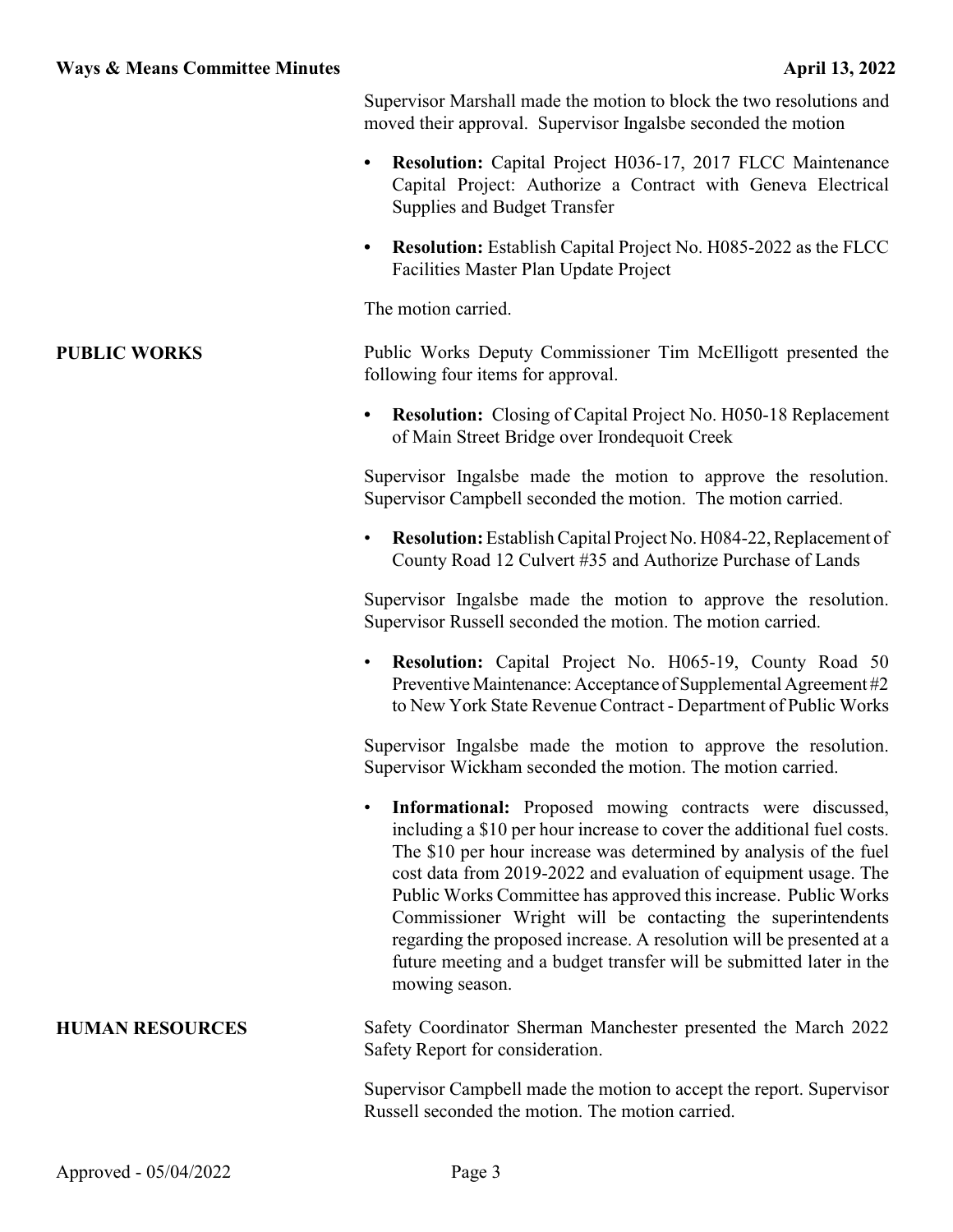Supervisor Marshall made the motion to block the two resolutions and moved their approval. Supervisor Ingalsbe seconded the motion

- **Resolution:** Capital Project H036-17, 2017 FLCC Maintenance Capital Project: Authorize a Contract with Geneva Electrical Supplies and Budget Transfer
- **Resolution:** Establish Capital Project No. H085-2022 as the FLCC Facilities Master Plan Update Project

The motion carried.

**PUBLIC WORKS**

Public Works Deputy Commissioner Tim McElligott presented the following four items for approval.

- **Resolution:** Closing of Capital Project No. H050-18 Replacement of Main Street Bridge over Irondequoit Creek

Supervisor Ingalsbe made the motion to approve the resolution. Supervisor Campbell seconded the motion. The motion carried.

- **Resolution:** Establish Capital Project No. H084-22, Replacement of County Road 12 Culvert #35 and Authorize Purchase of Lands

Supervisor Ingalsbe made the motion to approve the resolution. Supervisor Russell seconded the motion. The motion carried.

- **Resolution:** Capital Project No. H065-19, County Road 50 Preventive Maintenance: Acceptance of Supplemental Agreement #2 to New York State Revenue Contract - Department of Public Works

Supervisor Ingalsbe made the motion to approve the resolution. Supervisor Wickham seconded the motion. The motion carried.

- **Informational:** Proposed mowing contracts were discussed, including a $10 per hour increase to cover the additional fuel costs. The $10 per hour increase was determined by analysis of the fuel cost data from 2019-2022 and evaluation of equipment usage. The Public Works Committee has approved this increase. Public Works Commissioner Wright will be contacting the superintendents regarding the proposed increase. A resolution will be presented at a future meeting and a budget transfer will be submitted later in the mowing season.

**HUMAN RESOURCES**

Safety Coordinator Sherman Manchester presented the March 2022 Safety Report for consideration.

Supervisor Campbell made the motion to accept the report. Supervisor Russell seconded the motion. The motion carried.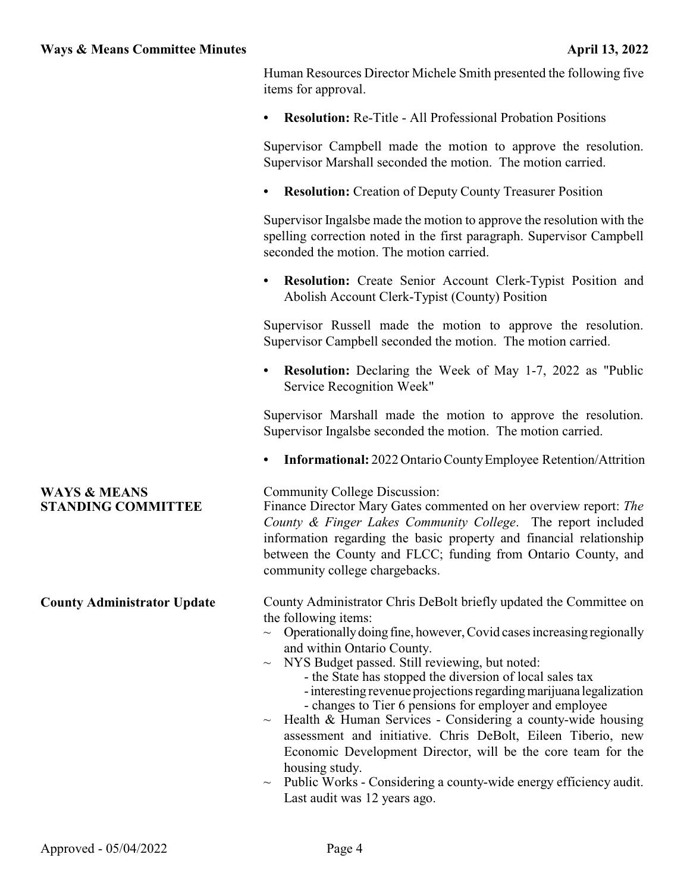Human Resources Director Michele Smith presented the following five items for approval.

- **Resolution:** Re-Title - All Professional Probation Positions

Supervisor Campbell made the motion to approve the resolution. Supervisor Marshall seconded the motion. The motion carried.

- **Resolution:** Creation of Deputy County Treasurer Position

Supervisor Ingalsbe made the motion to approve the resolution with the spelling correction noted in the first paragraph. Supervisor Campbell seconded the motion. The motion carried.

- **Resolution:** Create Senior Account Clerk-Typist Position and Abolish Account Clerk-Typist (County) Position

Supervisor Russell made the motion to approve the resolution. Supervisor Campbell seconded the motion. The motion carried.

- **Resolution:** Declaring the Week of May 1-7, 2022 as "Public Service Recognition Week"

Supervisor Marshall made the motion to approve the resolution. Supervisor Ingalsbe seconded the motion. The motion carried.

- **Informational:** 2022 Ontario County Employee Retention/Attrition

## WAYS & MEANS STANDING COMMITTEE

Community College Discussion:
Finance Director Mary Gates commented on her overview report: *The County & Finger Lakes Community College*. The report included information regarding the basic property and financial relationship between the County and FLCC; funding from Ontario County, and community college chargebacks.

## County Administrator Update

County Administrator Chris DeBolt briefly updated the Committee on the following items:

- ~ Operationally doing fine, however, Covid cases increasing regionally and within Ontario County.
- ~ NYS Budget passed. Still reviewing, but noted:
  - the State has stopped the diversion of local sales tax
  - interesting revenue projections regarding marijuana legalization
  - changes to Tier 6 pensions for employer and employee
- ~ Health & Human Services - Considering a county-wide housing assessment and initiative. Chris DeBolt, Eileen Tiberio, new Economic Development Director, will be the core team for the housing study.
- ~ Public Works - Considering a county-wide energy efficiency audit. Last audit was 12 years ago.

Approved - 05/04/2022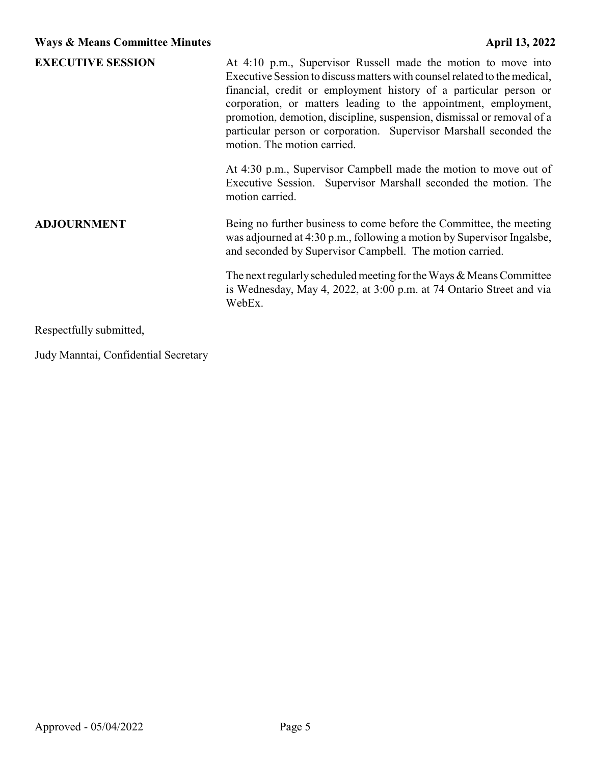**EXECUTIVE SESSION**

At 4:10 p.m., Supervisor Russell made the motion to move into Executive Session to discuss matters with counsel related to the medical, financial, credit or employment history of a particular person or corporation, or matters leading to the appointment, employment, promotion, demotion, discipline, suspension, dismissal or removal of a particular person or corporation. Supervisor Marshall seconded the motion. The motion carried.

At 4:30 p.m., Supervisor Campbell made the motion to move out of Executive Session. Supervisor Marshall seconded the motion. The motion carried.

**ADJOURNMENT**

Being no further business to come before the Committee, the meeting was adjourned at 4:30 p.m., following a motion by Supervisor Ingalsbe, and seconded by Supervisor Campbell. The motion carried.

The next regularly scheduled meeting for the Ways & Means Committee is Wednesday, May 4, 2022, at 3:00 p.m. at 74 Ontario Street and via WebEx.

Respectfully submitted,

Judy Manntai, Confidential Secretary

Approved - 05/04/2022